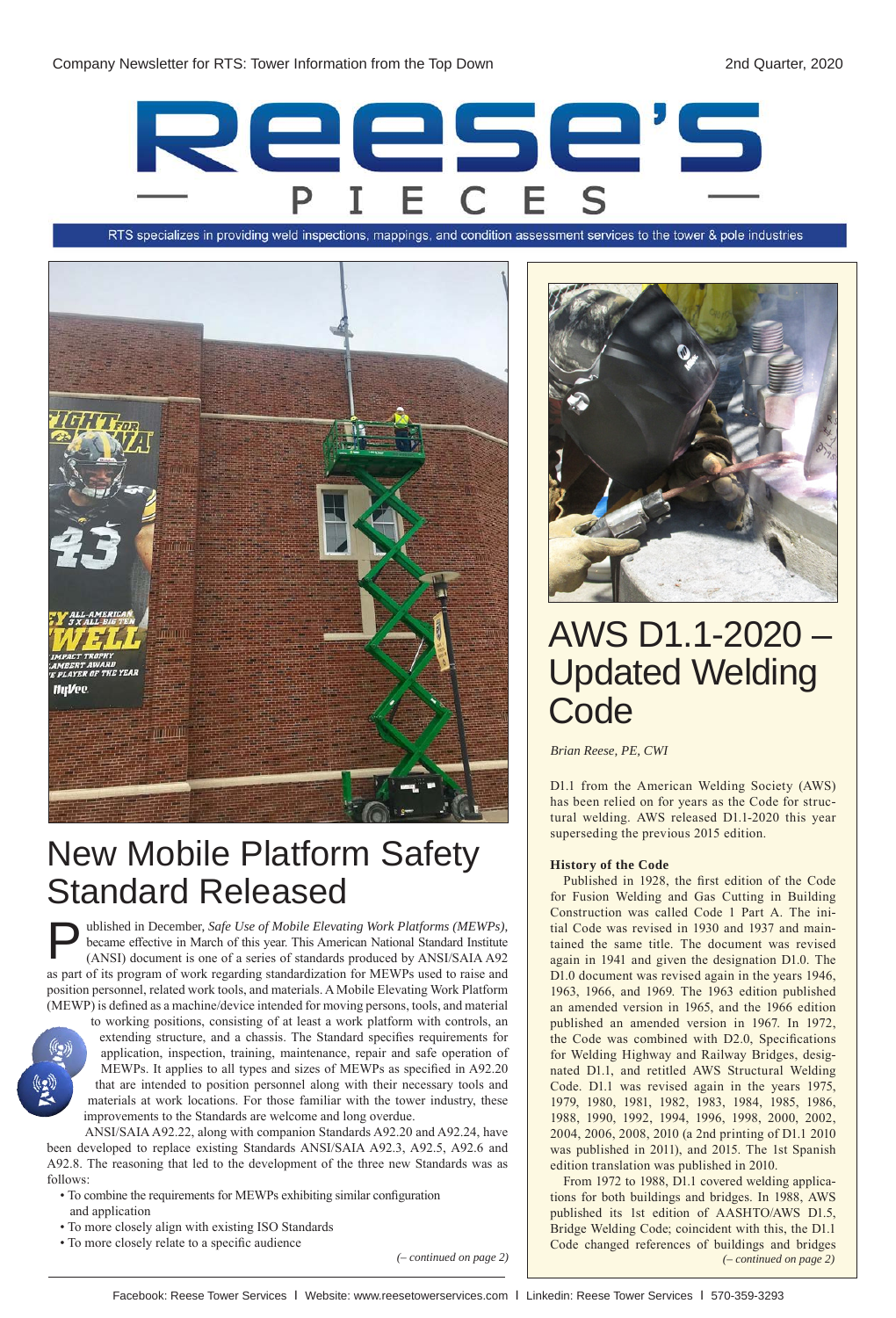Company Newsletter for RTS: Tower Information from the Top Down

2nd Quarter, 2020

# Reese's Pieces

RTS specializes in providing weld inspections, mappings, and condition assessment services to the tower & pole industries

## New Mobile Platform Safety Standard Released

Published in December, *Safe Use of Mobile Elevating Work Platforms (MEWPs)*, became effective in March of this year. This American National Standard Institute (ANSI) document is one of a series of standards produced by ANSI/SAIA A92 as part of its program of work regarding standardization for MEWPs used to raise and position personnel, related work tools, and materials. A Mobile Elevating Work Platform (MEWP) is defined as a machine/device intended for moving persons, tools, and material to working positions, consisting of at least a work platform with controls, an extending structure, and a chassis. The Standard specifies requirements for application, inspection, training, maintenance, repair and safe operation of MEWPs. It applies to all types and sizes of MEWPs as specified in A92.20 that are intended to position personnel along with their necessary tools and materials at work locations. For those familiar with the tower industry, these improvements to the Standards are welcome and long overdue.

ANSI/SAIA A92.22, along with companion Standards A92.20 and A92.24, have been developed to replace existing Standards ANSI/SAIA A92.3, A92.5, A92.6 and A92.8. The reasoning that led to the development of the three new Standards was as follows:

- To combine the requirements for MEWPs exhibiting similar configuration and application
- To more closely align with existing ISO Standards
- To more closely relate to a specific audience

*(– continued on page 2)*

## AWS D1.1-2020 – Updated Welding Code

*Brian Reese, PE, CWI*

D1.1 from the American Welding Society (AWS) has been relied on for years as the Code for structural welding. AWS released D1.1-2020 this year superseding the previous 2015 edition.

**History of the Code**

Published in 1928, the first edition of the Code for Fusion Welding and Gas Cutting in Building Construction was called Code 1 Part A. The initial Code was revised in 1930 and 1937 and maintained the same title. The document was revised again in 1941 and given the designation D1.0. The D1.0 document was revised again in the years 1946, 1963, 1966, and 1969. The 1963 edition published an amended version in 1965, and the 1966 edition published an amended version in 1967. In 1972, the Code was combined with D2.0, Specifications for Welding Highway and Railway Bridges, designated D1.1, and retitled AWS Structural Welding Code. D1.1 was revised again in the years 1975, 1979, 1980, 1981, 1982, 1983, 1984, 1985, 1986, 1988, 1990, 1992, 1994, 1996, 1998, 2000, 2002, 2004, 2006, 2008, 2010 (a 2nd printing of D1.1 2010 was published in 2011), and 2015. The 1st Spanish edition translation was published in 2010.

From 1972 to 1988, D1.1 covered welding applications for both buildings and bridges. In 1988, AWS published its 1st edition of AASHTO/AWS D1.5, Bridge Welding Code; coincident with this, the D1.1 Code changed references of buildings and bridges

*(– continued on page 2)*

Facebook: Reese Tower Services | Website: www.reesetowerservices.com | Linkedin: Reese Tower Services | 570-359-3293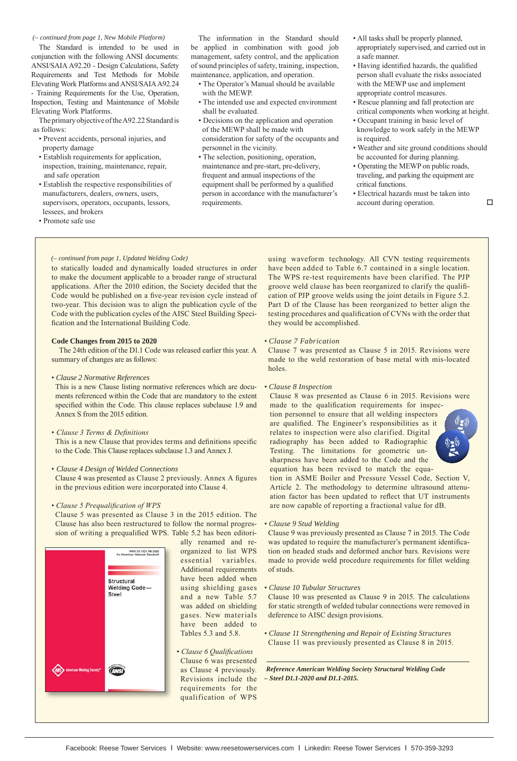*(– continued from page 1, New Mobile Platform)*

The Standard is intended to be used in conjunction with the following ANSI documents: ANSI/SAIA A92.20 - Design Calculations, Safety Requirements and Test Methods for Mobile Elevating Work Platforms and ANSI/SAIA A92.24 - Training Requirements for the Use, Operation, Inspection, Testing and Maintenance of Mobile Elevating Work Platforms.

The primary objective of the A92.22 Standard is as follows:

- Prevent accidents, personal injuries, and property damage
- Establish requirements for application, inspection, training, maintenance, repair, and safe operation
- Establish the respective responsibilities of manufacturers, dealers, owners, users, supervisors, operators, occupants, lessors, lessees, and brokers
- Promote safe use

The information in the Standard should be applied in combination with good job management, safety control, and the application of sound principles of safety, training, inspection, maintenance, application, and operation.

- The Operator's Manual should be available with the MEWP.
- The intended use and expected environment shall be evaluated.
- Decisions on the application and operation of the MEWP shall be made with consideration for safety of the occupants and personnel in the vicinity.
- The selection, positioning, operation, maintenance and pre-start, pre-delivery, frequent and annual inspections of the equipment shall be performed by a qualified person in accordance with the manufacturer's requirements.
- All tasks shall be properly planned, appropriately supervised, and carried out in a safe manner.
- Having identified hazards, the qualified person shall evaluate the risks associated with the MEWP use and implement appropriate control measures.
- Rescue planning and fall protection are critical components when working at height.
- Occupant training in basic level of knowledge to work safely in the MEWP is required.
- Weather and site ground conditions should be accounted for during planning.
- Operating the MEWP on public roads, traveling, and parking the equipment are critical functions.
- Electrical hazards must be taken into account during operation.

*(– continued from page 1, Updated Welding Code)*

to statically loaded and dynamically loaded structures in order to make the document applicable to a broader range of structural applications. After the 2010 edition, the Society decided that the Code would be published on a five-year revision cycle instead of two-year. This decision was to align the publication cycle of the Code with the publication cycles of the AISC Steel Building Specification and the International Building Code.

**Code Changes from 2015 to 2020**

The 24th edition of the D1.1 Code was released earlier this year. A summary of changes are as follows:

- *Clause 2 Normative References*
  This is a new Clause listing normative references which are documents referenced within the Code that are mandatory to the extent specified within the Code. This clause replaces subclause 1.9 and Annex S from the 2015 edition.

- *Clause 3 Terms & Definitions*
  This is a new Clause that provides terms and definitions specific to the Code. This Clause replaces subclause 1.3 and Annex J.

- *Clause 4 Design of Welded Connections*
  Clause 4 was presented as Clause 2 previously. Annex A figures in the previous edition were incorporated into Clause 4.

- *Clause 5 Prequalification of WPS*
  Clause 5 was presented as Clause 3 in the 2015 edition. The Clause has also been restructured to follow the normal progression of writing a prequalified WPS. Table 5.2 has been editorially renamed and reorganized to list WPS essential variables. Additional requirements have been added when using shielding gases and a new Table 5.7 was added on shielding gases. New materials have been added to Tables 5.3 and 5.8.

AWS D1.1/D1.1M:2020
An American National Standard

Structural Welding Code— Steel

- *Clause 6 Qualifications*
  Clause 6 was presented as Clause 4 previously. Revisions include the requirements for the qualification of WPS using waveform technology. All CVN testing requirements have been added to Table 6.7 contained in a single location. The WPS re-test requirements have been clarified. The PJP groove weld clause has been reorganized to clarify the qualification of PJP groove welds using the joint details in Figure 5.2. Part D of the Clause has been reorganized to better align the testing procedures and qualification of CVNs with the order that they would be accomplished.

- *Clause 7 Fabrication*
  Clause 7 was presented as Clause 5 in 2015. Revisions were made to the weld restoration of base metal with mis-located holes.

- *Clause 8 Inspection*
  Clause 8 was presented as Clause 6 in 2015. Revisions were made to the qualification requirements for inspection personnel to ensure that all welding inspectors are qualified. The Engineer's responsibilities as it relates to inspection were also clarified. Digital radiography has been added to Radiographic Testing. The limitations for geometric unsharpness have been added to the Code and the equation has been revised to match the equation in ASME Boiler and Pressure Vessel Code, Section V, Article 2. The methodology to determine ultrasound attenuation factor has been updated to reflect that UT instruments are now capable of reporting a fractional value for dB.

- *Clause 9 Stud Welding*
  Clause 9 was previously presented as Clause 7 in 2015. The Code was updated to require the manufacturer's permanent identification on headed studs and deformed anchor bars. Revisions were made to provide weld procedure requirements for fillet welding of studs.

- *Clause 10 Tubular Structures*
  Clause 10 was presented as Clause 9 in 2015. The calculations for static strength of welded tubular connections were removed in deference to AISC design provisions.

- *Clause 11 Strengthening and Repair of Existing Structures*
  Clause 11 was previously presented as Clause 8 in 2015.

***Reference American Welding Society Structural Welding Code – Steel D1.1-2020 and D1.1-2015.***

Facebook: Reese Tower Services | Website: www.reesetowerservices.com | Linkedin: Reese Tower Services | 570-359-3293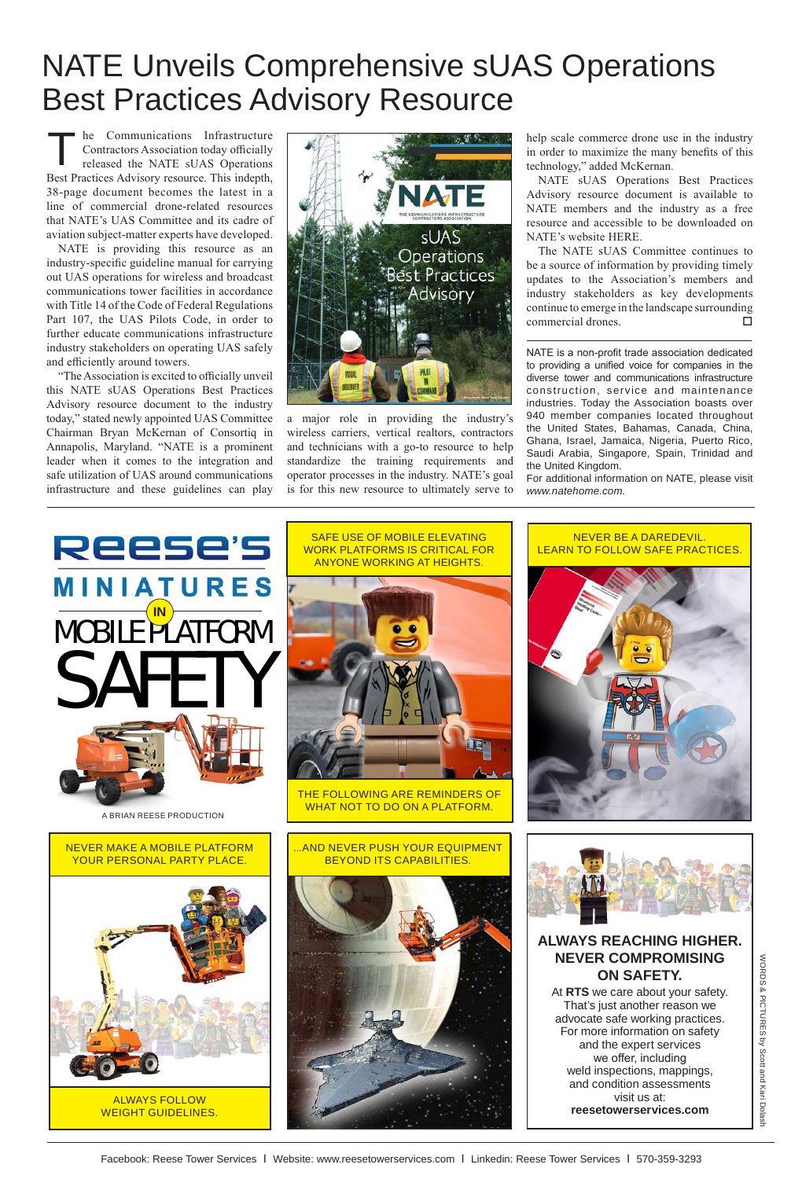# NATE Unveils Comprehensive sUAS Operations Best Practices Advisory Resource

The Communications Infrastructure Contractors Association today officially released the NATE sUAS Operations Best Practices Advisory resource. This indepth, 38-page document becomes the latest in a line of commercial drone-related resources that NATE's UAS Committee and its cadre of aviation subject-matter experts have developed.

NATE is providing this resource as an industry-specific guideline manual for carrying out UAS operations for wireless and broadcast communications tower facilities in accordance with Title 14 of the Code of Federal Regulations Part 107, the UAS Pilots Code, in order to further educate communications infrastructure industry stakeholders on operating UAS safely and efficiently around towers.

"The Association is excited to officially unveil this NATE sUAS Operations Best Practices Advisory resource document to the industry today," stated newly appointed UAS Committee Chairman Bryan McKernan of Consortiq in Annapolis, Maryland. "NATE is a prominent leader when it comes to the integration and safe utilization of UAS around communications infrastructure and these guidelines can play a major role in providing the industry's wireless carriers, vertical realtors, contractors and technicians with a go-to resource to help standardize the training requirements and operator processes in the industry. NATE's goal is for this new resource to ultimately serve to help scale commerce drone use in the industry in order to maximize the many benefits of this technology," added McKernan.

NATE sUAS Operations Best Practices Advisory resource document is available to NATE members and the industry as a free resource and accessible to be downloaded on NATE's website HERE.

The NATE sUAS Committee continues to be a source of information by providing timely updates to the Association's members and industry stakeholders as key developments continue to emerge in the landscape surrounding commercial drones.

NATE is a non-profit trade association dedicated to providing a unified voice for companies in the diverse tower and communications infrastructure construction, service and maintenance industries. Today the Association boasts over 940 member companies located throughout the United States, Bahamas, Canada, China, Ghana, Israel, Jamaica, Nigeria, Puerto Rico, Saudi Arabia, Singapore, Spain, Trinidad and the United Kingdom.

For additional information on NATE, please visit *www.natehome.com.*

---

# Reese's Miniatures in Mobile Platform Safety

A BRIAN REESE PRODUCTION

SAFE USE OF MOBILE ELEVATING WORK PLATFORMS IS CRITICAL FOR ANYONE WORKING AT HEIGHTS.

THE FOLLOWING ARE REMINDERS OF WHAT NOT TO DO ON A PLATFORM.

NEVER BE A DAREDEVIL. LEARN TO FOLLOW SAFE PRACTICES.

NEVER MAKE A MOBILE PLATFORM YOUR PERSONAL PARTY PLACE.

ALWAYS FOLLOW WEIGHT GUIDELINES.

...AND NEVER PUSH YOUR EQUIPMENT BEYOND ITS CAPABILITIES.

## ALWAYS REACHING HIGHER. NEVER COMPROMISING ON SAFETY.

At **RTS** we care about your safety. That's just another reason we advocate safe working practices. For more information on safety and the expert services we offer, including weld inspections, mappings, and condition assessments visit us at: **reesetowerservices.com**

WORDS & PICTURES by Scott and Kari Dolash

Facebook: Reese Tower Services | Website: www.reesetowerservices.com | Linkedin: Reese Tower Services | 570-359-3293